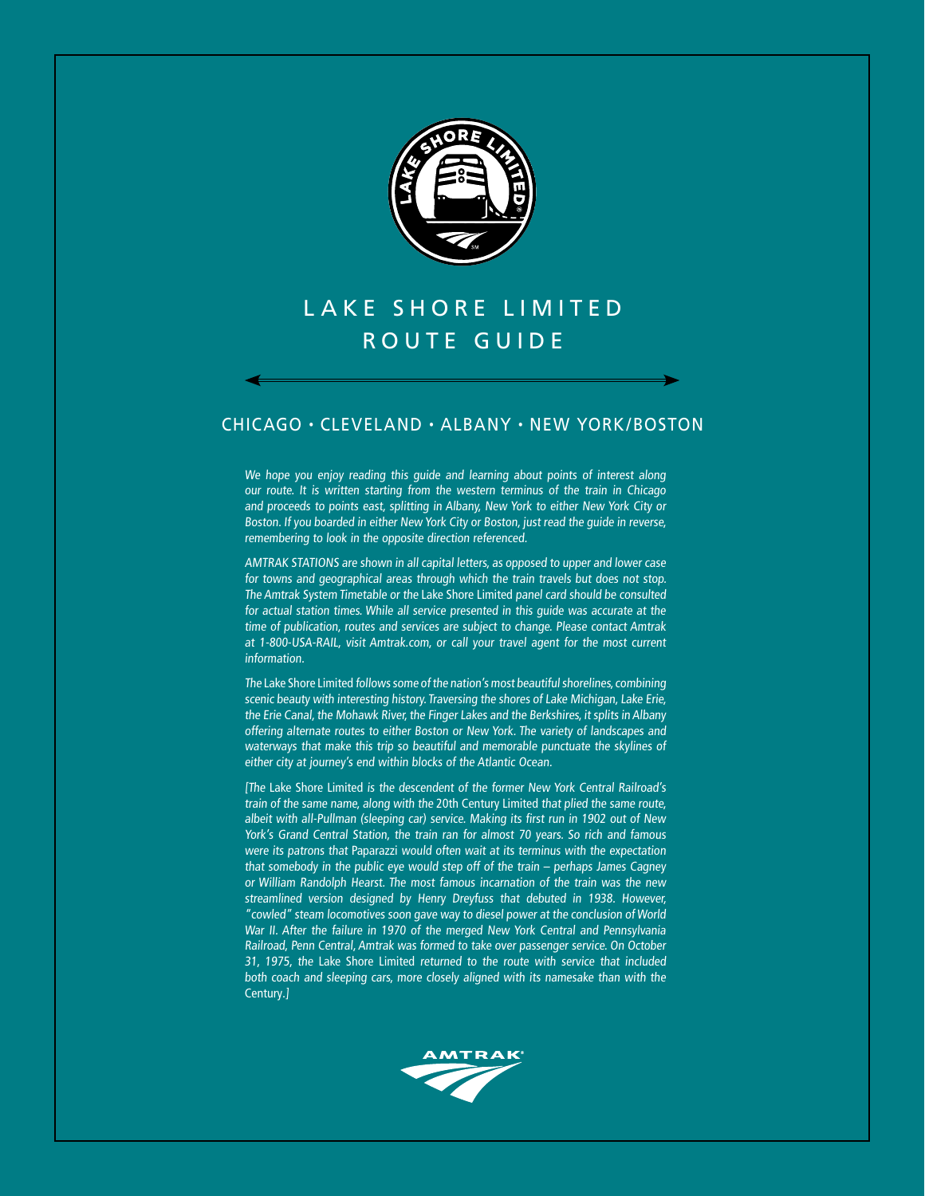# LAKE SHORE LIMITED
## ROUTE GUIDE

### CHICAGO • CLEVELAND • ALBANY • NEW YORK/BOSTON

*We hope you enjoy reading this guide and learning about points of interest along our route. It is written starting from the western terminus of the train in Chicago and proceeds to points east, splitting in Albany, New York to either New York City or Boston. If you boarded in either New York City or Boston, just read the guide in reverse, remembering to look in the opposite direction referenced.*

*AMTRAK STATIONS are shown in all capital letters, as opposed to upper and lower case for towns and geographical areas through which the train travels but does not stop. The* Amtrak System Timetable *or the* Lake Shore Limited *panel card should be consulted for actual station times. While all service presented in this guide was accurate at the time of publication, routes and services are subject to change. Please contact Amtrak at 1-800-USA-RAIL, visit Amtrak.com, or call your travel agent for the most current information.*

*The* Lake Shore Limited *follows some of the nation's most beautiful shorelines, combining scenic beauty with interesting history. Traversing the shores of Lake Michigan, Lake Erie, the Erie Canal, the Mohawk River, the Finger Lakes and the Berkshires, it splits in Albany offering alternate routes to either Boston or New York. The variety of landscapes and waterways that make this trip so beautiful and memorable punctuate the skylines of either city at journey's end within blocks of the Atlantic Ocean.*

*[The* Lake Shore Limited *is the descendent of the former New York Central Railroad's train of the same name, along with the* 20th Century Limited *that plied the same route, albeit with all-Pullman (sleeping car) service. Making its first run in 1902 out of New York's Grand Central Station, the train ran for almost 70 years. So rich and famous were its patrons that Paparazzi would often wait at its terminus with the expectation that somebody in the public eye would step off of the train – perhaps James Cagney or William Randolph Hearst. The most famous incarnation of the train was the new streamlined version designed by Henry Dreyfuss that debuted in 1938. However, "cowled" steam locomotives soon gave way to diesel power at the conclusion of World War II. After the failure in 1970 of the merged New York Central and Pennsylvania Railroad, Penn Central, Amtrak was formed to take over passenger service. On October 31, 1975, the* Lake Shore Limited *returned to the route with service that included both coach and sleeping cars, more closely aligned with its namesake than with the* Century.*]*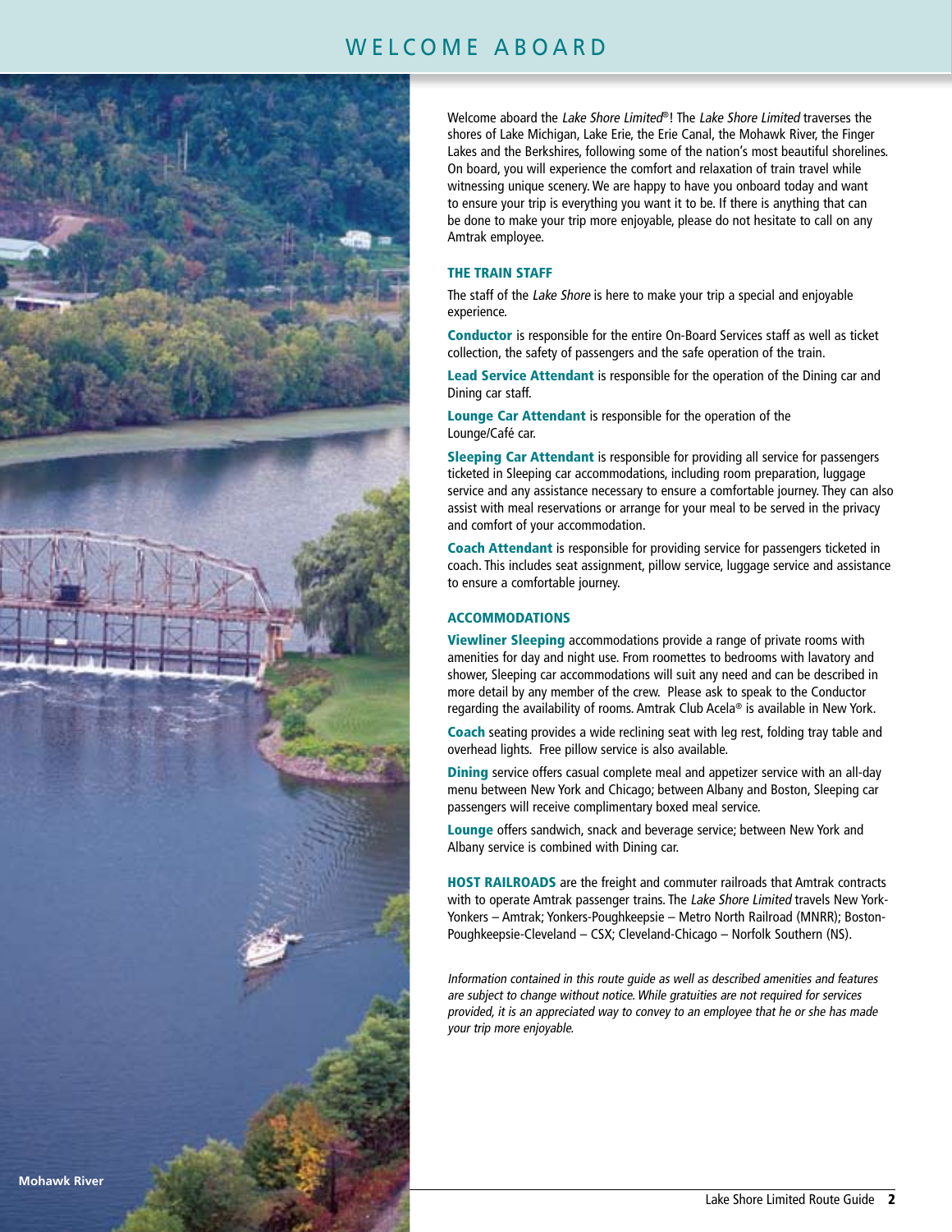# WELCOME ABOARD

Mohawk River

Welcome aboard the *Lake Shore Limited*®! The *Lake Shore Limited* traverses the shores of Lake Michigan, Lake Erie, the Erie Canal, the Mohawk River, the Finger Lakes and the Berkshires, following some of the nation's most beautiful shorelines. On board, you will experience the comfort and relaxation of train travel while witnessing unique scenery. We are happy to have you onboard today and want to ensure your trip is everything you want it to be. If there is anything that can be done to make your trip more enjoyable, please do not hesitate to call on any Amtrak employee.

## THE TRAIN STAFF

The staff of the *Lake Shore* is here to make your trip a special and enjoyable experience.

**Conductor** is responsible for the entire On-Board Services staff as well as ticket collection, the safety of passengers and the safe operation of the train.

**Lead Service Attendant** is responsible for the operation of the Dining car and Dining car staff.

**Lounge Car Attendant** is responsible for the operation of the Lounge/Café car.

**Sleeping Car Attendant** is responsible for providing all service for passengers ticketed in Sleeping car accommodations, including room preparation, luggage service and any assistance necessary to ensure a comfortable journey. They can also assist with meal reservations or arrange for your meal to be served in the privacy and comfort of your accommodation.

**Coach Attendant** is responsible for providing service for passengers ticketed in coach. This includes seat assignment, pillow service, luggage service and assistance to ensure a comfortable journey.

## ACCOMMODATIONS

**Viewliner Sleeping** accommodations provide a range of private rooms with amenities for day and night use. From roomettes to bedrooms with lavatory and shower, Sleeping car accommodations will suit any need and can be described in more detail by any member of the crew. Please ask to speak to the Conductor regarding the availability of rooms. Amtrak Club Acela® is available in New York.

**Coach** seating provides a wide reclining seat with leg rest, folding tray table and overhead lights. Free pillow service is also available.

**Dining** service offers casual complete meal and appetizer service with an all-day menu between New York and Chicago; between Albany and Boston, Sleeping car passengers will receive complimentary boxed meal service.

**Lounge** offers sandwich, snack and beverage service; between New York and Albany service is combined with Dining car.

**HOST RAILROADS** are the freight and commuter railroads that Amtrak contracts with to operate Amtrak passenger trains. The *Lake Shore Limited* travels New York-Yonkers – Amtrak; Yonkers-Poughkeepsie – Metro North Railroad (MNRR); Boston-Poughkeepsie-Cleveland – CSX; Cleveland-Chicago – Norfolk Southern (NS).

*Information contained in this route guide as well as described amenities and features are subject to change without notice. While gratuities are not required for services provided, it is an appreciated way to convey to an employee that he or she has made your trip more enjoyable.*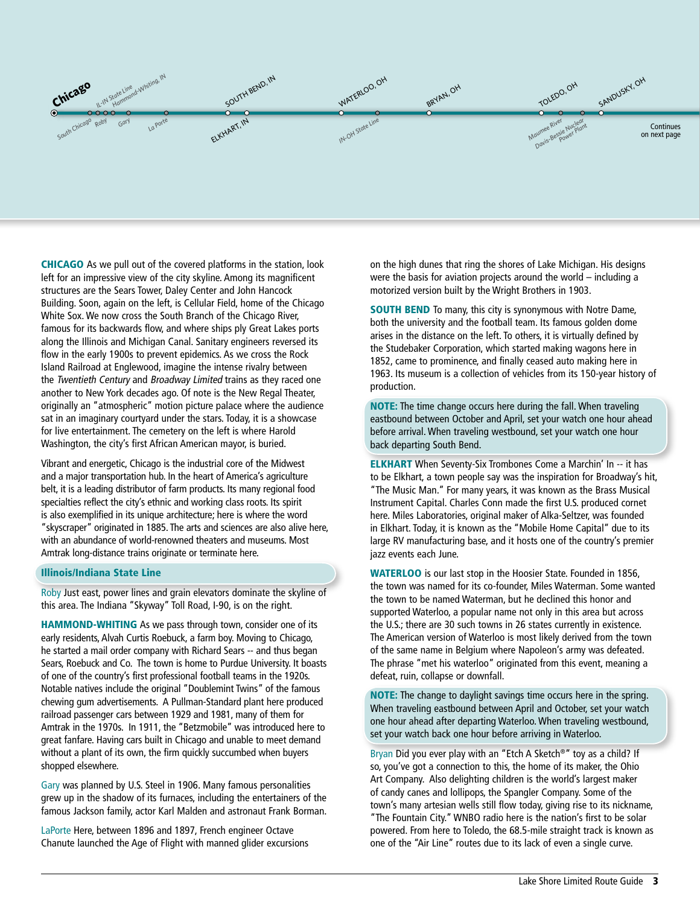Chicago · South Chicago · IL-IN State Line · Roby · Hammond-Whiting, IN · Gary · La Porte · SOUTH BEND, IN · ELKHART, IN · WATERLOO, OH · IN-OH State Line · BRYAN, OH · TOLEDO, OH · Maumee River · Davis-Bessie Nuclear Power Plant · SANDUSKY, OH

Continues on next page

**CHICAGO** As we pull out of the covered platforms in the station, look left for an impressive view of the city skyline. Among its magnificent structures are the Sears Tower, Daley Center and John Hancock Building. Soon, again on the left, is Cellular Field, home of the Chicago White Sox. We now cross the South Branch of the Chicago River, famous for its backwards flow, and where ships ply Great Lakes ports along the Illinois and Michigan Canal. Sanitary engineers reversed its flow in the early 1900s to prevent epidemics. As we cross the Rock Island Railroad at Englewood, imagine the intense rivalry between the *Twentieth Century* and *Broadway Limited* trains as they raced one another to New York decades ago. Of note is the New Regal Theater, originally an "atmospheric" motion picture palace where the audience sat in an imaginary courtyard under the stars. Today, it is a showcase for live entertainment. The cemetery on the left is where Harold Washington, the city's first African American mayor, is buried.

Vibrant and energetic, Chicago is the industrial core of the Midwest and a major transportation hub. In the heart of America's agriculture belt, it is a leading distributor of farm products. Its many regional food specialties reflect the city's ethnic and working class roots. Its spirit is also exemplified in its unique architecture; here is where the word "skyscraper" originated in 1885. The arts and sciences are also alive here, with an abundance of world-renowned theaters and museums. Most Amtrak long-distance trains originate or terminate here.

**Illinois/Indiana State Line**

Roby Just east, power lines and grain elevators dominate the skyline of this area. The Indiana "Skyway" Toll Road, I-90, is on the right.

**HAMMOND-WHITING** As we pass through town, consider one of its early residents, Alvah Curtis Roebuck, a farm boy. Moving to Chicago, he started a mail order company with Richard Sears -- and thus began Sears, Roebuck and Co. The town is home to Purdue University. It boasts of one of the country's first professional football teams in the 1920s. Notable natives include the original "Doublemint Twins" of the famous chewing gum advertisements. A Pullman-Standard plant here produced railroad passenger cars between 1929 and 1981, many of them for Amtrak in the 1970s. In 1911, the "Betzmobile" was introduced here to great fanfare. Having cars built in Chicago and unable to meet demand without a plant of its own, the firm quickly succumbed when buyers shopped elsewhere.

Gary was planned by U.S. Steel in 1906. Many famous personalities grew up in the shadow of its furnaces, including the entertainers of the famous Jackson family, actor Karl Malden and astronaut Frank Borman.

LaPorte Here, between 1896 and 1897, French engineer Octave Chanute launched the Age of Flight with manned glider excursions on the high dunes that ring the shores of Lake Michigan. His designs were the basis for aviation projects around the world – including a motorized version built by the Wright Brothers in 1903.

**SOUTH BEND** To many, this city is synonymous with Notre Dame, both the university and the football team. Its famous golden dome arises in the distance on the left. To others, it is virtually defined by the Studebaker Corporation, which started making wagons here in 1852, came to prominence, and finally ceased auto making here in 1963. Its museum is a collection of vehicles from its 150-year history of production.

**NOTE:** The time change occurs here during the fall. When traveling eastbound between October and April, set your watch one hour ahead before arrival. When traveling westbound, set your watch one hour back departing South Bend.

**ELKHART** When Seventy-Six Trombones Come a Marchin' In -- it has to be Elkhart, a town people say was the inspiration for Broadway's hit, "The Music Man." For many years, it was known as the Brass Musical Instrument Capital. Charles Conn made the first U.S. produced cornet here. Miles Laboratories, original maker of Alka-Seltzer, was founded in Elkhart. Today, it is known as the "Mobile Home Capital" due to its large RV manufacturing base, and it hosts one of the country's premier jazz events each June.

**WATERLOO** is our last stop in the Hoosier State. Founded in 1856, the town was named for its co-founder, Miles Waterman. Some wanted the town to be named Waterman, but he declined this honor and supported Waterloo, a popular name not only in this area but across the U.S.; there are 30 such towns in 26 states currently in existence. The American version of Waterloo is most likely derived from the town of the same name in Belgium where Napoleon's army was defeated. The phrase "met his waterloo" originated from this event, meaning a defeat, ruin, collapse or downfall.

**NOTE:** The change to daylight savings time occurs here in the spring. When traveling eastbound between April and October, set your watch one hour ahead after departing Waterloo. When traveling westbound, set your watch back one hour before arriving in Waterloo.

Bryan Did you ever play with an "Etch A Sketch®" toy as a child? If so, you've got a connection to this, the home of its maker, the Ohio Art Company. Also delighting children is the world's largest maker of candy canes and lollipops, the Spangler Company. Some of the town's many artesian wells still flow today, giving rise to its nickname, "The Fountain City." WNBO radio here is the nation's first to be solar powered. From here to Toledo, the 68.5-mile straight track is known as one of the "Air Line" routes due to its lack of even a single curve.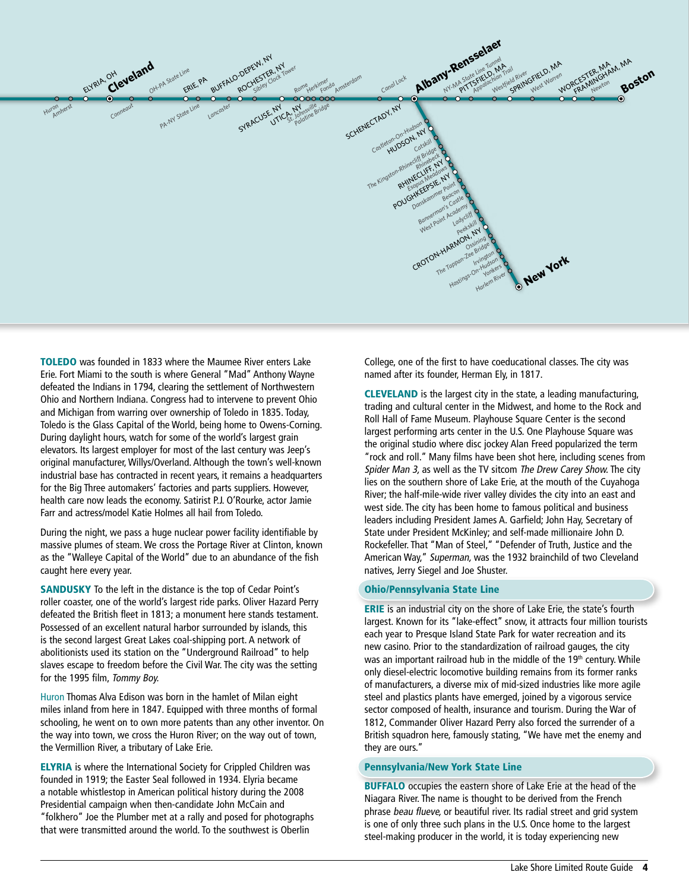**TOLEDO** was founded in 1833 where the Maumee River enters Lake Erie. Fort Miami to the south is where General "Mad" Anthony Wayne defeated the Indians in 1794, clearing the settlement of Northwestern Ohio and Northern Indiana. Congress had to intervene to prevent Ohio and Michigan from warring over ownership of Toledo in 1835. Today, Toledo is the Glass Capital of the World, being home to Owens-Corning. During daylight hours, watch for some of the world's largest grain elevators. Its largest employer for most of the last century was Jeep's original manufacturer, Willys/Overland. Although the town's well-known industrial base has contracted in recent years, it remains a headquarters for the Big Three automakers' factories and parts suppliers. However, health care now leads the economy. Satirist P.J. O'Rourke, actor Jamie Farr and actress/model Katie Holmes all hail from Toledo.

During the night, we pass a huge nuclear power facility identifiable by massive plumes of steam. We cross the Portage River at Clinton, known as the "Walleye Capital of the World" due to an abundance of the fish caught here every year.

**SANDUSKY** To the left in the distance is the top of Cedar Point's roller coaster, one of the world's largest ride parks. Oliver Hazard Perry defeated the British fleet in 1813; a monument here stands testament. Possessed of an excellent natural harbor surrounded by islands, this is the second largest Great Lakes coal-shipping port. A network of abolitionists used its station on the "Underground Railroad" to help slaves escape to freedom before the Civil War. The city was the setting for the 1995 film, *Tommy Boy.*

Huron Thomas Alva Edison was born in the hamlet of Milan eight miles inland from here in 1847. Equipped with three months of formal schooling, he went on to own more patents than any other inventor. On the way into town, we cross the Huron River; on the way out of town, the Vermillion River, a tributary of Lake Erie.

**ELYRIA** is where the International Society for Crippled Children was founded in 1919; the Easter Seal followed in 1934. Elyria became a notable whistlestop in American political history during the 2008 Presidential campaign when then-candidate John McCain and "folkhero" Joe the Plumber met at a rally and posed for photographs that were transmitted around the world. To the southwest is Oberlin College, one of the first to have coeducational classes. The city was named after its founder, Herman Ely, in 1817.

**CLEVELAND** is the largest city in the state, a leading manufacturing, trading and cultural center in the Midwest, and home to the Rock and Roll Hall of Fame Museum. Playhouse Square Center is the second largest performing arts center in the U.S. One Playhouse Square was the original studio where disc jockey Alan Freed popularized the term "rock and roll." Many films have been shot here, including scenes from *Spider Man 3,* as well as the TV sitcom *The Drew Carey Show.* The city lies on the southern shore of Lake Erie, at the mouth of the Cuyahoga River; the half-mile-wide river valley divides the city into an east and west side. The city has been home to famous political and business leaders including President James A. Garfield; John Hay, Secretary of State under President McKinley; and self-made millionaire John D. Rockefeller. That "Man of Steel," "Defender of Truth, Justice and the American Way," *Superman,* was the 1932 brainchild of two Cleveland natives, Jerry Siegel and Joe Shuster.

### Ohio/Pennsylvania State Line

**ERIE** is an industrial city on the shore of Lake Erie, the state's fourth largest. Known for its "lake-effect" snow, it attracts four million tourists each year to Presque Island State Park for water recreation and its new casino. Prior to the standardization of railroad gauges, the city was an important railroad hub in the middle of the 19th century. While only diesel-electric locomotive building remains from its former ranks of manufacturers, a diverse mix of mid-sized industries like more agile steel and plastics plants have emerged, joined by a vigorous service sector composed of health, insurance and tourism. During the War of 1812, Commander Oliver Hazard Perry also forced the surrender of a British squadron here, famously stating, "We have met the enemy and they are ours."

### Pennsylvania/New York State Line

**BUFFALO** occupies the eastern shore of Lake Erie at the head of the Niagara River. The name is thought to be derived from the French phrase *beau flueve,* or beautiful river. Its radial street and grid system is one of only three such plans in the U.S. Once home to the largest steel-making producer in the world, it is today experiencing new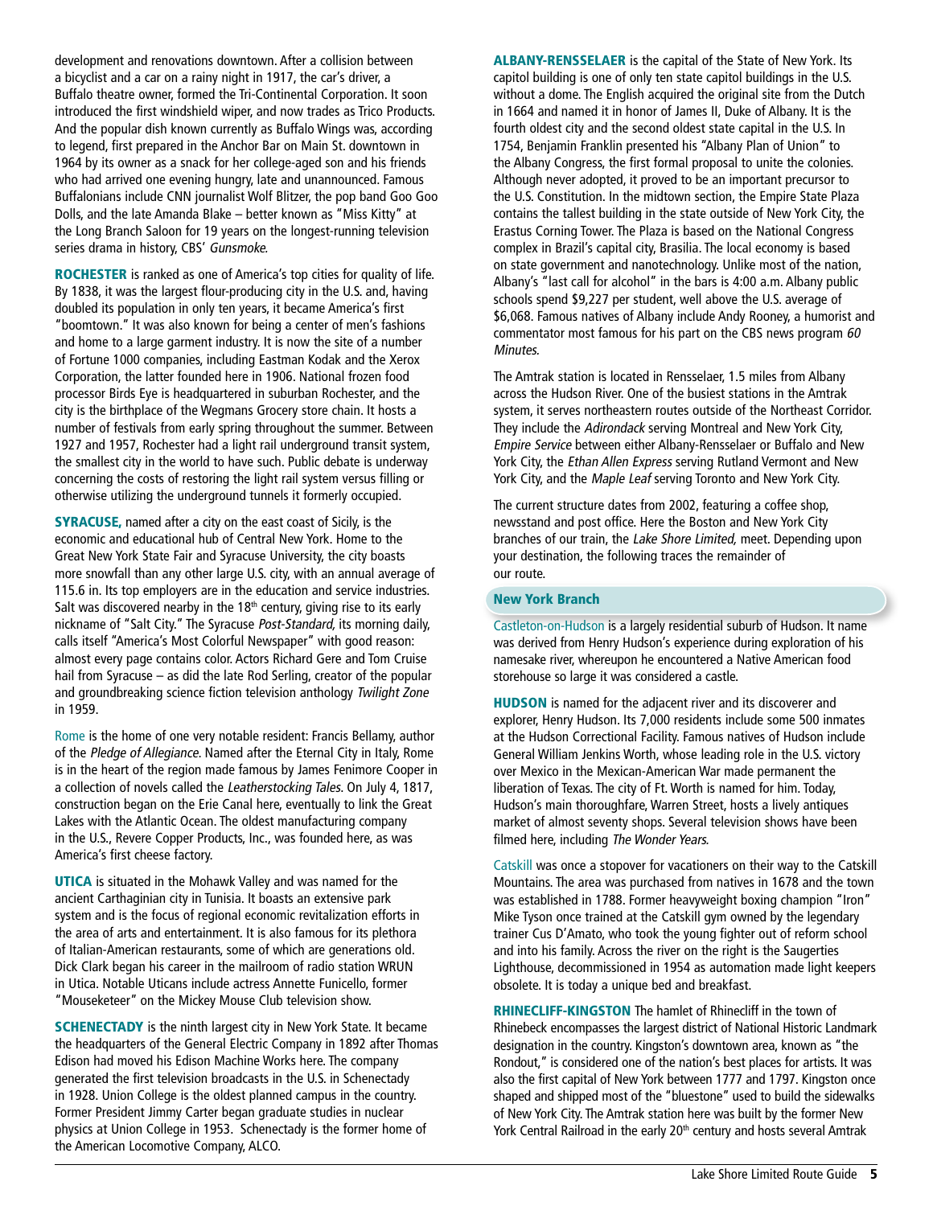development and renovations downtown. After a collision between a bicyclist and a car on a rainy night in 1917, the car's driver, a Buffalo theatre owner, formed the Tri-Continental Corporation. It soon introduced the first windshield wiper, and now trades as Trico Products. And the popular dish known currently as Buffalo Wings was, according to legend, first prepared in the Anchor Bar on Main St. downtown in 1964 by its owner as a snack for her college-aged son and his friends who had arrived one evening hungry, late and unannounced. Famous Buffalonians include CNN journalist Wolf Blitzer, the pop band Goo Goo Dolls, and the late Amanda Blake – better known as "Miss Kitty" at the Long Branch Saloon for 19 years on the longest-running television series drama in history, CBS' *Gunsmoke.*

**ROCHESTER** is ranked as one of America's top cities for quality of life. By 1838, it was the largest flour-producing city in the U.S. and, having doubled its population in only ten years, it became America's first "boomtown." It was also known for being a center of men's fashions and home to a large garment industry. It is now the site of a number of Fortune 1000 companies, including Eastman Kodak and the Xerox Corporation, the latter founded here in 1906. National frozen food processor Birds Eye is headquartered in suburban Rochester, and the city is the birthplace of the Wegmans Grocery store chain. It hosts a number of festivals from early spring throughout the summer. Between 1927 and 1957, Rochester had a light rail underground transit system, the smallest city in the world to have such. Public debate is underway concerning the costs of restoring the light rail system versus filling or otherwise utilizing the underground tunnels it formerly occupied.

**SYRACUSE,** named after a city on the east coast of Sicily, is the economic and educational hub of Central New York. Home to the Great New York State Fair and Syracuse University, the city boasts more snowfall than any other large U.S. city, with an annual average of 115.6 in. Its top employers are in the education and service industries. Salt was discovered nearby in the 18th century, giving rise to its early nickname of "Salt City." The Syracuse *Post-Standard,* its morning daily, calls itself "America's Most Colorful Newspaper" with good reason: almost every page contains color. Actors Richard Gere and Tom Cruise hail from Syracuse – as did the late Rod Serling, creator of the popular and groundbreaking science fiction television anthology *Twilight Zone* in 1959.

Rome is the home of one very notable resident: Francis Bellamy, author of the *Pledge of Allegiance*. Named after the Eternal City in Italy, Rome is in the heart of the region made famous by James Fenimore Cooper in a collection of novels called the *Leatherstocking Tales.* On July 4, 1817, construction began on the Erie Canal here, eventually to link the Great Lakes with the Atlantic Ocean. The oldest manufacturing company in the U.S., Revere Copper Products, Inc., was founded here, as was America's first cheese factory.

**UTICA** is situated in the Mohawk Valley and was named for the ancient Carthaginian city in Tunisia. It boasts an extensive park system and is the focus of regional economic revitalization efforts in the area of arts and entertainment. It is also famous for its plethora of Italian-American restaurants, some of which are generations old. Dick Clark began his career in the mailroom of radio station WRUN in Utica. Notable Uticans include actress Annette Funicello, former "Mouseketeer" on the Mickey Mouse Club television show.

**SCHENECTADY** is the ninth largest city in New York State. It became the headquarters of the General Electric Company in 1892 after Thomas Edison had moved his Edison Machine Works here. The company generated the first television broadcasts in the U.S. in Schenectady in 1928. Union College is the oldest planned campus in the country. Former President Jimmy Carter began graduate studies in nuclear physics at Union College in 1953. Schenectady is the former home of the American Locomotive Company, ALCO.

**ALBANY-RENSSELAER** is the capital of the State of New York. Its capitol building is one of only ten state capitol buildings in the U.S. without a dome. The English acquired the original site from the Dutch in 1664 and named it in honor of James II, Duke of Albany. It is the fourth oldest city and the second oldest state capital in the U.S. In 1754, Benjamin Franklin presented his "Albany Plan of Union" to the Albany Congress, the first formal proposal to unite the colonies. Although never adopted, it proved to be an important precursor to the U.S. Constitution. In the midtown section, the Empire State Plaza contains the tallest building in the state outside of New York City, the Erastus Corning Tower. The Plaza is based on the National Congress complex in Brazil's capital city, Brasilia. The local economy is based on state government and nanotechnology. Unlike most of the nation, Albany's "last call for alcohol" in the bars is 4:00 a.m. Albany public schools spend $9,227 per student, well above the U.S. average of $6,068. Famous natives of Albany include Andy Rooney, a humorist and commentator most famous for his part on the CBS news program *60 Minutes.*

The Amtrak station is located in Rensselaer, 1.5 miles from Albany across the Hudson River. One of the busiest stations in the Amtrak system, it serves northeastern routes outside of the Northeast Corridor. They include the *Adirondack* serving Montreal and New York City, *Empire Service* between either Albany-Rensselaer or Buffalo and New York City, the *Ethan Allen Express* serving Rutland Vermont and New York City, and the *Maple Leaf* serving Toronto and New York City.

The current structure dates from 2002, featuring a coffee shop, newsstand and post office. Here the Boston and New York City branches of our train, the *Lake Shore Limited,* meet. Depending upon your destination, the following traces the remainder of our route.

## New York Branch

Castleton-on-Hudson is a largely residential suburb of Hudson. It name was derived from Henry Hudson's experience during exploration of his namesake river, whereupon he encountered a Native American food storehouse so large it was considered a castle.

**HUDSON** is named for the adjacent river and its discoverer and explorer, Henry Hudson. Its 7,000 residents include some 500 inmates at the Hudson Correctional Facility. Famous natives of Hudson include General William Jenkins Worth, whose leading role in the U.S. victory over Mexico in the Mexican-American War made permanent the liberation of Texas. The city of Ft. Worth is named for him. Today, Hudson's main thoroughfare, Warren Street, hosts a lively antiques market of almost seventy shops. Several television shows have been filmed here, including *The Wonder Years.*

Catskill was once a stopover for vacationers on their way to the Catskill Mountains. The area was purchased from natives in 1678 and the town was established in 1788. Former heavyweight boxing champion "Iron" Mike Tyson once trained at the Catskill gym owned by the legendary trainer Cus D'Amato, who took the young fighter out of reform school and into his family. Across the river on the right is the Saugerties Lighthouse, decommissioned in 1954 as automation made light keepers obsolete. It is today a unique bed and breakfast.

**RHINECLIFF-KINGSTON** The hamlet of Rhinecliff in the town of Rhinebeck encompasses the largest district of National Historic Landmark designation in the country. Kingston's downtown area, known as "the Rondout," is considered one of the nation's best places for artists. It was also the first capital of New York between 1777 and 1797. Kingston once shaped and shipped most of the "bluestone" used to build the sidewalks of New York City. The Amtrak station here was built by the former New York Central Railroad in the early 20th century and hosts several Amtrak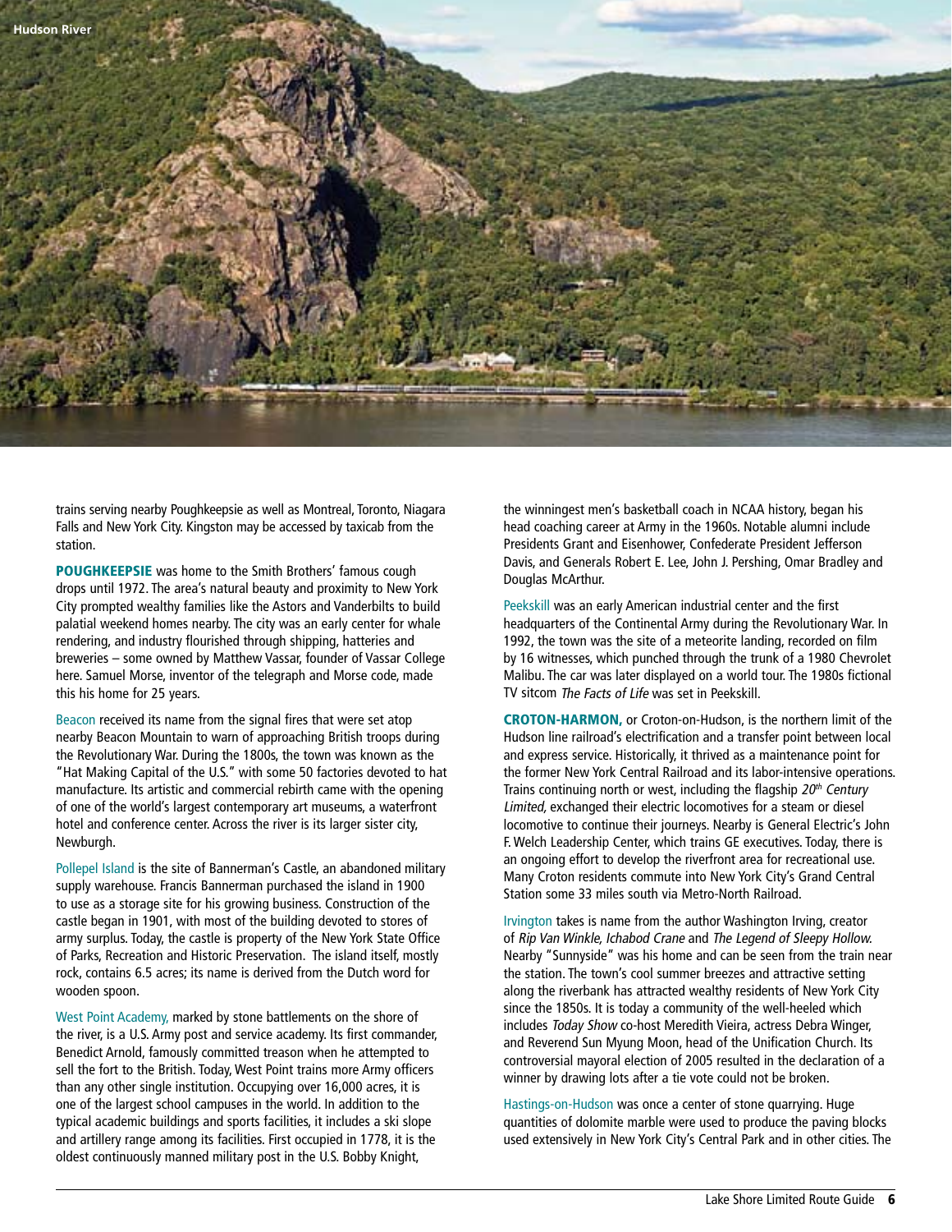Hudson River

trains serving nearby Poughkeepsie as well as Montreal, Toronto, Niagara Falls and New York City. Kingston may be accessed by taxicab from the station.

**POUGHKEEPSIE** was home to the Smith Brothers' famous cough drops until 1972. The area's natural beauty and proximity to New York City prompted wealthy families like the Astors and Vanderbilts to build palatial weekend homes nearby. The city was an early center for whale rendering, and industry flourished through shipping, hatteries and breweries – some owned by Matthew Vassar, founder of Vassar College here. Samuel Morse, inventor of the telegraph and Morse code, made this his home for 25 years.

Beacon received its name from the signal fires that were set atop nearby Beacon Mountain to warn of approaching British troops during the Revolutionary War. During the 1800s, the town was known as the "Hat Making Capital of the U.S." with some 50 factories devoted to hat manufacture. Its artistic and commercial rebirth came with the opening of one of the world's largest contemporary art museums, a waterfront hotel and conference center. Across the river is its larger sister city, Newburgh.

Pollepel Island is the site of Bannerman's Castle, an abandoned military supply warehouse. Francis Bannerman purchased the island in 1900 to use as a storage site for his growing business. Construction of the castle began in 1901, with most of the building devoted to stores of army surplus. Today, the castle is property of the New York State Office of Parks, Recreation and Historic Preservation. The island itself, mostly rock, contains 6.5 acres; its name is derived from the Dutch word for wooden spoon.

West Point Academy, marked by stone battlements on the shore of the river, is a U.S. Army post and service academy. Its first commander, Benedict Arnold, famously committed treason when he attempted to sell the fort to the British. Today, West Point trains more Army officers than any other single institution. Occupying over 16,000 acres, it is one of the largest school campuses in the world. In addition to the typical academic buildings and sports facilities, it includes a ski slope and artillery range among its facilities. First occupied in 1778, it is the oldest continuously manned military post in the U.S. Bobby Knight, the winningest men's basketball coach in NCAA history, began his head coaching career at Army in the 1960s. Notable alumni include Presidents Grant and Eisenhower, Confederate President Jefferson Davis, and Generals Robert E. Lee, John J. Pershing, Omar Bradley and Douglas McArthur.

Peekskill was an early American industrial center and the first headquarters of the Continental Army during the Revolutionary War. In 1992, the town was the site of a meteorite landing, recorded on film by 16 witnesses, which punched through the trunk of a 1980 Chevrolet Malibu. The car was later displayed on a world tour. The 1980s fictional TV sitcom *The Facts of Life* was set in Peekskill.

**CROTON-HARMON,** or Croton-on-Hudson, is the northern limit of the Hudson line railroad's electrification and a transfer point between local and express service. Historically, it thrived as a maintenance point for the former New York Central Railroad and its labor-intensive operations. Trains continuing north or west, including the flagship *20th Century Limited,* exchanged their electric locomotives for a steam or diesel locomotive to continue their journeys. Nearby is General Electric's John F. Welch Leadership Center, which trains GE executives. Today, there is an ongoing effort to develop the riverfront area for recreational use. Many Croton residents commute into New York City's Grand Central Station some 33 miles south via Metro-North Railroad.

Irvington takes is name from the author Washington Irving, creator of *Rip Van Winkle, Ichabod Crane* and *The Legend of Sleepy Hollow.* Nearby "Sunnyside" was his home and can be seen from the train near the station. The town's cool summer breezes and attractive setting along the riverbank has attracted wealthy residents of New York City since the 1850s. It is today a community of the well-heeled which includes *Today Show* co-host Meredith Vieira, actress Debra Winger, and Reverend Sun Myung Moon, head of the Unification Church. Its controversial mayoral election of 2005 resulted in the declaration of a winner by drawing lots after a tie vote could not be broken.

Hastings-on-Hudson was once a center of stone quarrying. Huge quantities of dolomite marble were used to produce the paving blocks used extensively in New York City's Central Park and in other cities. The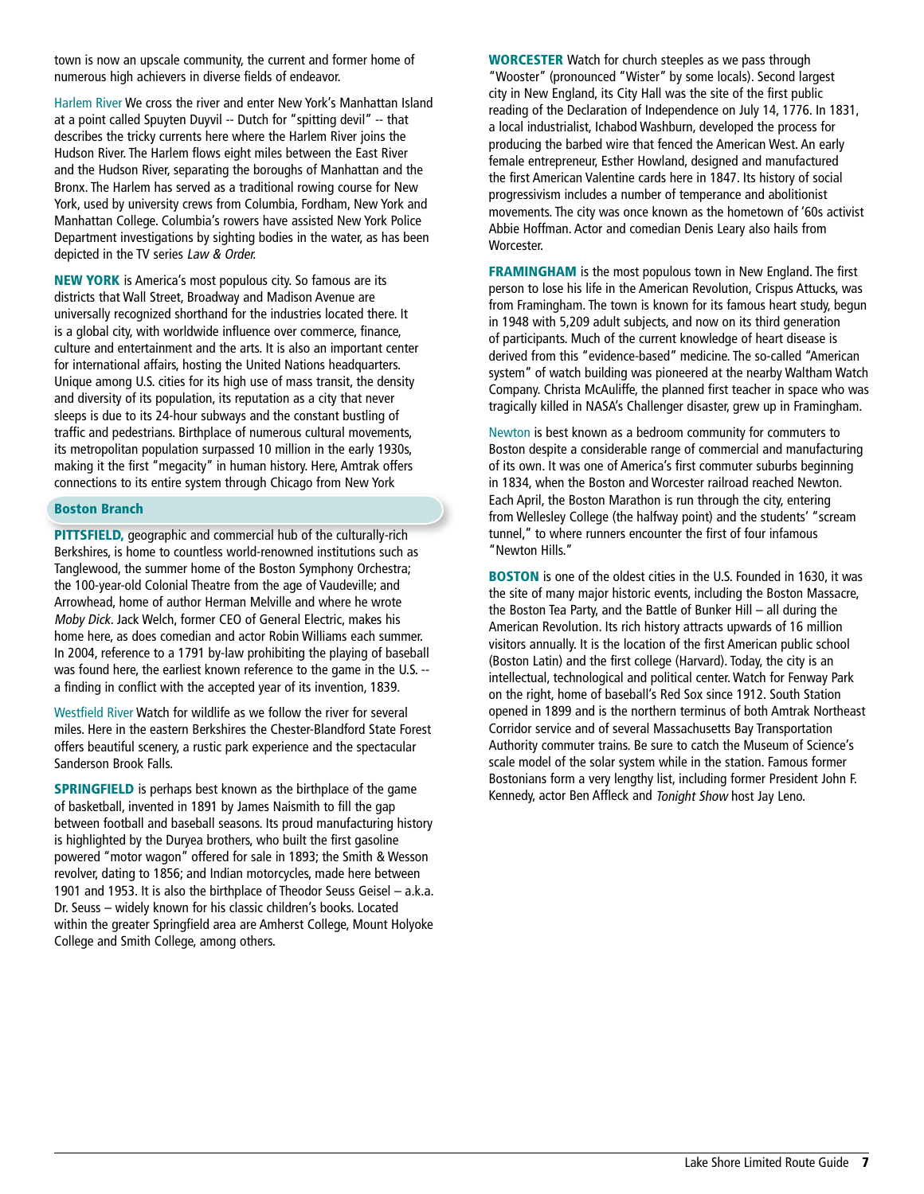town is now an upscale community, the current and former home of numerous high achievers in diverse fields of endeavor.

Harlem River We cross the river and enter New York's Manhattan Island at a point called Spuyten Duyvil -- Dutch for "spitting devil" -- that describes the tricky currents here where the Harlem River joins the Hudson River. The Harlem flows eight miles between the East River and the Hudson River, separating the boroughs of Manhattan and the Bronx. The Harlem has served as a traditional rowing course for New York, used by university crews from Columbia, Fordham, New York and Manhattan College. Columbia's rowers have assisted New York Police Department investigations by sighting bodies in the water, as has been depicted in the TV series *Law & Order.*

**NEW YORK** is America's most populous city. So famous are its districts that Wall Street, Broadway and Madison Avenue are universally recognized shorthand for the industries located there. It is a global city, with worldwide influence over commerce, finance, culture and entertainment and the arts. It is also an important center for international affairs, hosting the United Nations headquarters. Unique among U.S. cities for its high use of mass transit, the density and diversity of its population, its reputation as a city that never sleeps is due to its 24-hour subways and the constant bustling of traffic and pedestrians. Birthplace of numerous cultural movements, its metropolitan population surpassed 10 million in the early 1930s, making it the first "megacity" in human history. Here, Amtrak offers connections to its entire system through Chicago from New York

## Boston Branch

**PITTSFIELD,** geographic and commercial hub of the culturally-rich Berkshires, is home to countless world-renowned institutions such as Tanglewood, the summer home of the Boston Symphony Orchestra; the 100-year-old Colonial Theatre from the age of Vaudeville; and Arrowhead, home of author Herman Melville and where he wrote *Moby Dick*. Jack Welch, former CEO of General Electric, makes his home here, as does comedian and actor Robin Williams each summer. In 2004, reference to a 1791 by-law prohibiting the playing of baseball was found here, the earliest known reference to the game in the U.S. -- a finding in conflict with the accepted year of its invention, 1839.

Westfield River Watch for wildlife as we follow the river for several miles. Here in the eastern Berkshires the Chester-Blandford State Forest offers beautiful scenery, a rustic park experience and the spectacular Sanderson Brook Falls.

**SPRINGFIELD** is perhaps best known as the birthplace of the game of basketball, invented in 1891 by James Naismith to fill the gap between football and baseball seasons. Its proud manufacturing history is highlighted by the Duryea brothers, who built the first gasoline powered "motor wagon" offered for sale in 1893; the Smith & Wesson revolver, dating to 1856; and Indian motorcycles, made here between 1901 and 1953. It is also the birthplace of Theodor Seuss Geisel – a.k.a. Dr. Seuss – widely known for his classic children's books. Located within the greater Springfield area are Amherst College, Mount Holyoke College and Smith College, among others.

**WORCESTER** Watch for church steeples as we pass through "Wooster" (pronounced "Wister" by some locals). Second largest city in New England, its City Hall was the site of the first public reading of the Declaration of Independence on July 14, 1776. In 1831, a local industrialist, Ichabod Washburn, developed the process for producing the barbed wire that fenced the American West. An early female entrepreneur, Esther Howland, designed and manufactured the first American Valentine cards here in 1847. Its history of social progressivism includes a number of temperance and abolitionist movements. The city was once known as the hometown of '60s activist Abbie Hoffman. Actor and comedian Denis Leary also hails from Worcester.

**FRAMINGHAM** is the most populous town in New England. The first person to lose his life in the American Revolution, Crispus Attucks, was from Framingham. The town is known for its famous heart study, begun in 1948 with 5,209 adult subjects, and now on its third generation of participants. Much of the current knowledge of heart disease is derived from this "evidence-based" medicine. The so-called "American system" of watch building was pioneered at the nearby Waltham Watch Company. Christa McAuliffe, the planned first teacher in space who was tragically killed in NASA's Challenger disaster, grew up in Framingham.

Newton is best known as a bedroom community for commuters to Boston despite a considerable range of commercial and manufacturing of its own. It was one of America's first commuter suburbs beginning in 1834, when the Boston and Worcester railroad reached Newton. Each April, the Boston Marathon is run through the city, entering from Wellesley College (the halfway point) and the students' "scream tunnel," to where runners encounter the first of four infamous "Newton Hills."

**BOSTON** is one of the oldest cities in the U.S. Founded in 1630, it was the site of many major historic events, including the Boston Massacre, the Boston Tea Party, and the Battle of Bunker Hill – all during the American Revolution. Its rich history attracts upwards of 16 million visitors annually. It is the location of the first American public school (Boston Latin) and the first college (Harvard). Today, the city is an intellectual, technological and political center. Watch for Fenway Park on the right, home of baseball's Red Sox since 1912. South Station opened in 1899 and is the northern terminus of both Amtrak Northeast Corridor service and of several Massachusetts Bay Transportation Authority commuter trains. Be sure to catch the Museum of Science's scale model of the solar system while in the station. Famous former Bostonians form a very lengthy list, including former President John F. Kennedy, actor Ben Affleck and *Tonight Show* host Jay Leno.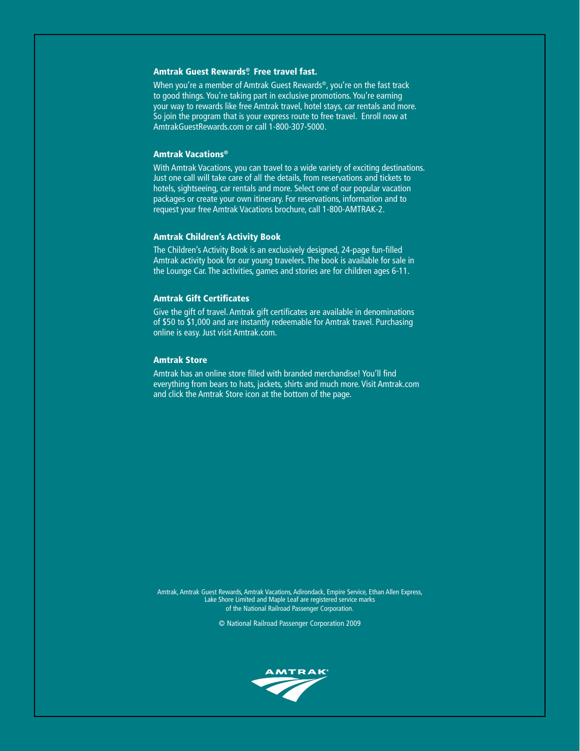### Amtrak Guest Rewards®. Free travel fast.

When you're a member of Amtrak Guest Rewards®, you're on the fast track to good things. You're taking part in exclusive promotions. You're earning your way to rewards like free Amtrak travel, hotel stays, car rentals and more. So join the program that is your express route to free travel. Enroll now at AmtrakGuestRewards.com or call 1-800-307-5000.

### Amtrak Vacations®

With Amtrak Vacations, you can travel to a wide variety of exciting destinations. Just one call will take care of all the details, from reservations and tickets to hotels, sightseeing, car rentals and more. Select one of our popular vacation packages or create your own itinerary. For reservations, information and to request your free Amtrak Vacations brochure, call 1-800-AMTRAK-2.

### Amtrak Children's Activity Book

The Children's Activity Book is an exclusively designed, 24-page fun-filled Amtrak activity book for our young travelers. The book is available for sale in the Lounge Car. The activities, games and stories are for children ages 6-11.

### Amtrak Gift Certificates

Give the gift of travel. Amtrak gift certificates are available in denominations of $50 to $1,000 and are instantly redeemable for Amtrak travel. Purchasing online is easy. Just visit Amtrak.com.

### Amtrak Store

Amtrak has an online store filled with branded merchandise! You'll find everything from bears to hats, jackets, shirts and much more. Visit Amtrak.com and click the Amtrak Store icon at the bottom of the page.

Amtrak, Amtrak Guest Rewards, Amtrak Vacations, Adirondack, Empire Service, Ethan Allen Express, Lake Shore Limited and Maple Leaf are registered service marks of the National Railroad Passenger Corporation.

© National Railroad Passenger Corporation 2009

AMTRAK®